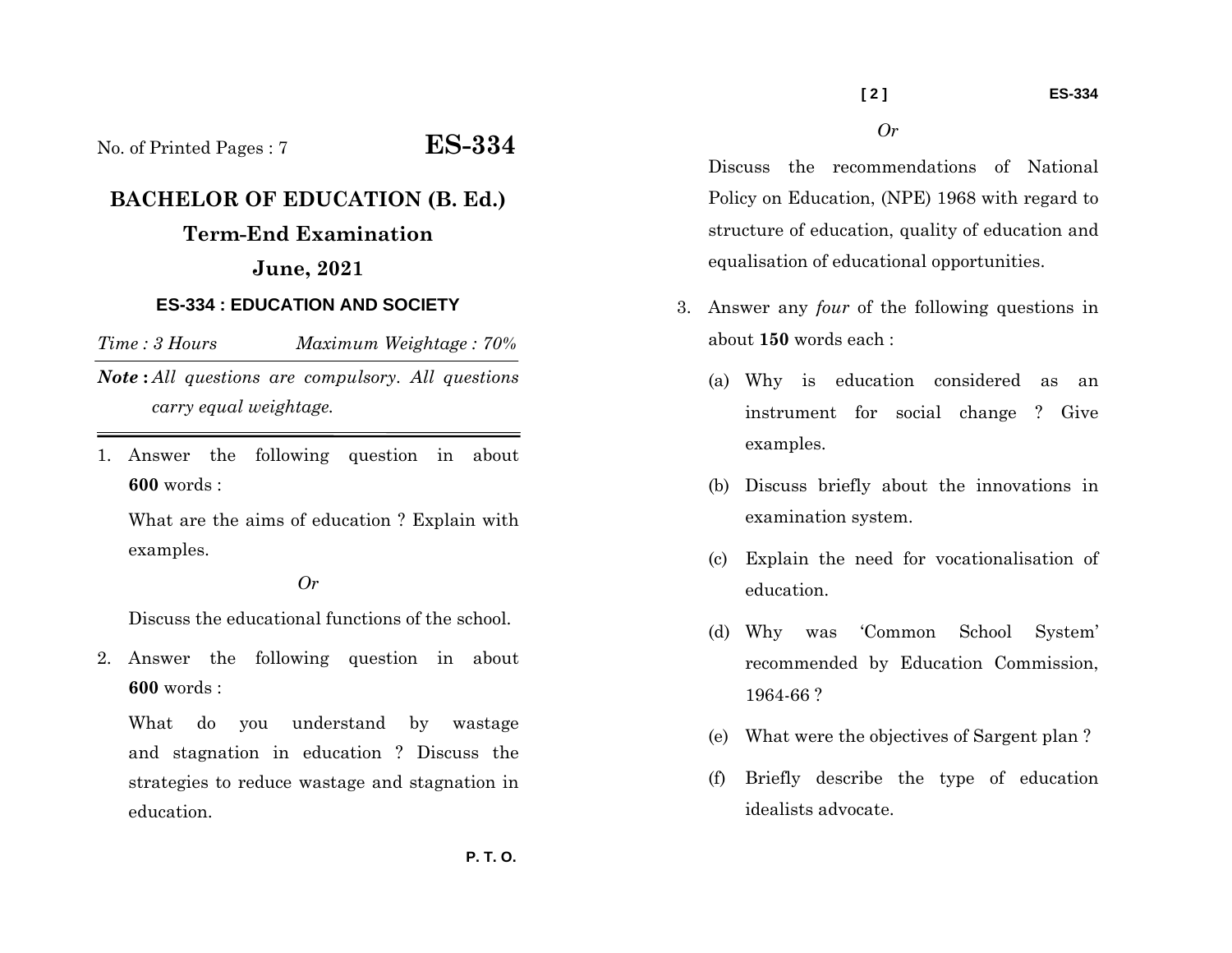No. of Printed Pages : 7

# ES-334

## BACHELOR OF EDUCATION (B. Ed.)

## Term-End Examination

## June, 2021

### ES-334 : EDUCATION AND SOCIETY

*Time : 3 Hours* *Maximum Weightage : 70%*

***Note :** All questions are compulsory. All questions carry equal weightage.*

1. Answer the following question in about **600** words :

   What are the aims of education ? Explain with examples.

   *Or*

   Discuss the educational functions of the school.

2. Answer the following question in about **600** words :

   What do you understand by wastage and stagnation in education ? Discuss the strategies to reduce wastage and stagnation in education.

   *Or*

   Discuss the recommendations of National Policy on Education, (NPE) 1968 with regard to structure of education, quality of education and equalisation of educational opportunities.

3. Answer any *four* of the following questions in about **150** words each :

   (a) Why is education considered as an instrument for social change ? Give examples.

   (b) Discuss briefly about the innovations in examination system.

   (c) Explain the need for vocationalisation of education.

   (d) Why was 'Common School System' recommended by Education Commission, 1964-66 ?

   (e) What were the objectives of Sargent plan ?

   (f) Briefly describe the type of education idealists advocate.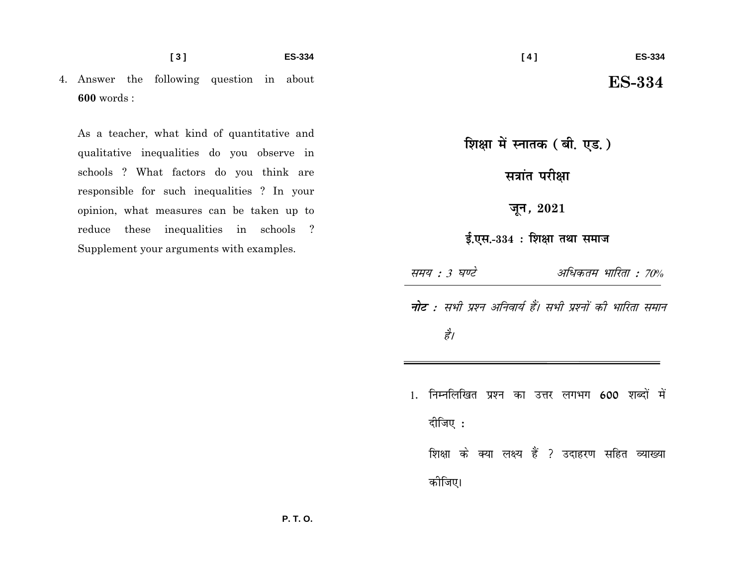4. Answer the following question in about **600** words :

   As a teacher, what kind of quantitative and qualitative inequalities do you observe in schools ? What factors do you think are responsible for such inequalities ? In your opinion, what measures can be taken up to reduce these inequalities in schools ? Supplement your arguments with examples.

# ES-334

## शिक्षा में स्नातक ( बी. एड. )

## सत्रांत परीक्षा

## जून, 2021

### ई.एस.-334 : शिक्षा तथा समाज

*समय : 3 घण्टे* *अधिकतम भारिता : 70%*

***नोट :*** *सभी प्रश्न अनिवार्य हैं। सभी प्रश्नों की भारिता समान है।*

1. निम्नलिखित प्रश्न का उत्तर लगभग **600** शब्दों में दीजिए :

   शिक्षा के क्या लक्ष्य हैं ? उदाहरण सहित व्याख्या कीजिए।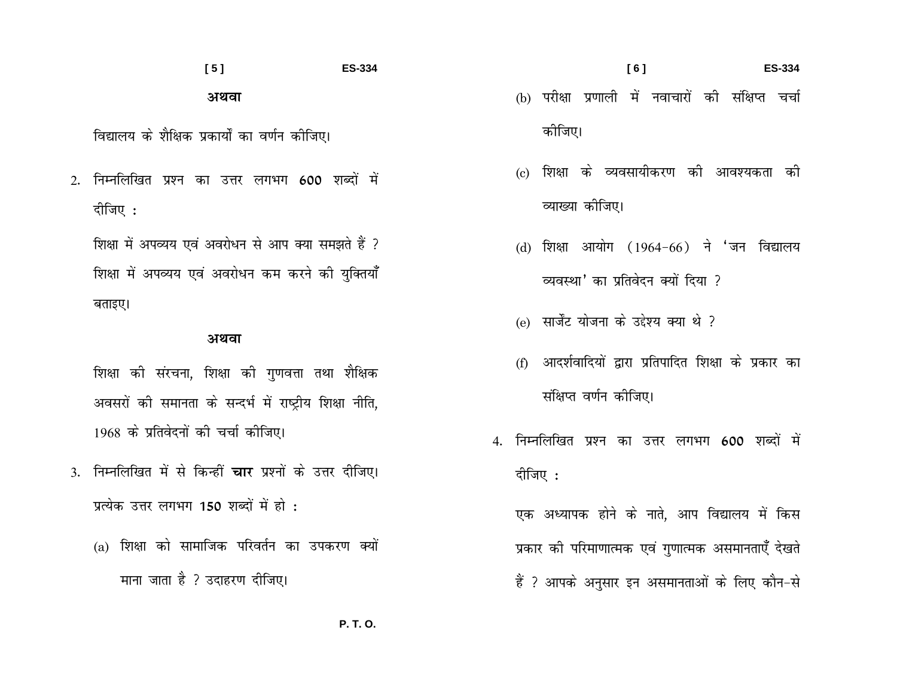**अथवा**

विद्यालय के शैक्षिक प्रकार्यों का वर्णन कीजिए।

2. निम्नलिखित प्रश्न का उत्तर लगभग **600** शब्दों में दीजिए :

   शिक्षा में अपव्यय एवं अवरोधन से आप क्या समझते हैं ? शिक्षा में अपव्यय एवं अवरोधन कम करने की युक्तियाँ बताइए।

   **अथवा**

   शिक्षा की संरचना, शिक्षा की गुणवत्ता तथा शैक्षिक अवसरों की समानता के सन्दर्भ में राष्ट्रीय शिक्षा नीति, 1968 के प्रतिवेदनों की चर्चा कीजिए।

3. निम्नलिखित में से किन्हीं **चार** प्रश्नों के उत्तर दीजिए। प्रत्येक उत्तर लगभग **150** शब्दों में हो :

   (a) शिक्षा को सामाजिक परिवर्तन का उपकरण क्यों माना जाता है ? उदाहरण दीजिए।

   (b) परीक्षा प्रणाली में नवाचारों की संक्षिप्त चर्चा कीजिए।

   (c) शिक्षा के व्यवसायीकरण की आवश्यकता की व्याख्या कीजिए।

   (d) शिक्षा आयोग (1964-66) ने 'जन विद्यालय व्यवस्था' का प्रतिवेदन क्यों दिया ?

   (e) सार्जेंट योजना के उद्देश्य क्या थे ?

   (f) आदर्शवादियों द्वारा प्रतिपादित शिक्षा के प्रकार का संक्षिप्त वर्णन कीजिए।

4. निम्नलिखित प्रश्न का उत्तर लगभग **600** शब्दों में दीजिए :

   एक अध्यापक होने के नाते, आप विद्यालय में किस प्रकार की परिमाणात्मक एवं गुणात्मक असमानताएँ देखते हैं ? आपके अनुसार इन असमानताओं के लिए कौन-से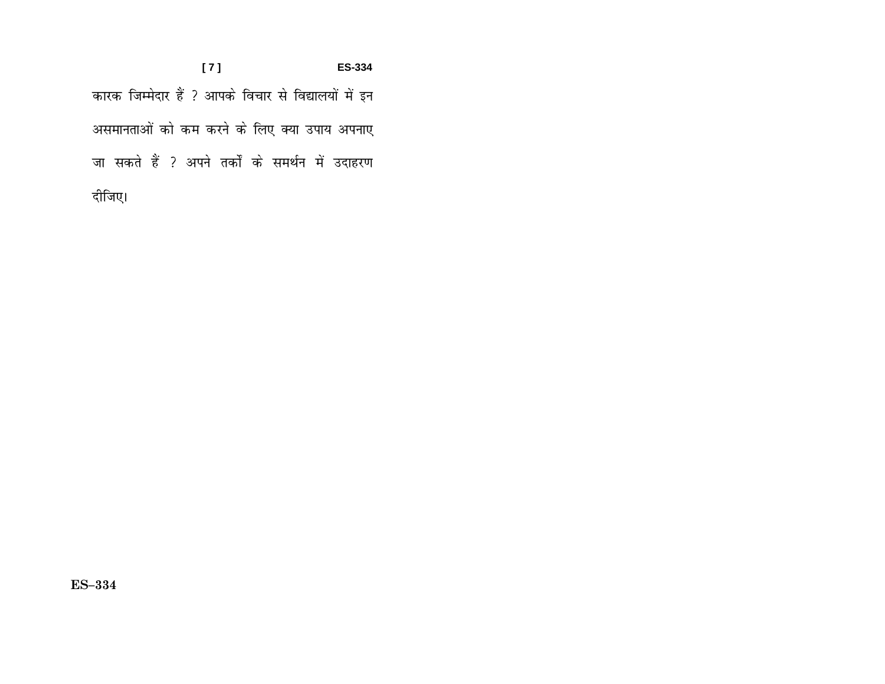कारक जिम्मेदार हैं ? आपके विचार से विद्यालयों में इन असमानताओं को कम करने के लिए क्या उपाय अपनाए जा सकते हैं ? अपने तर्कों के समर्थन में उदाहरण दीजिए।